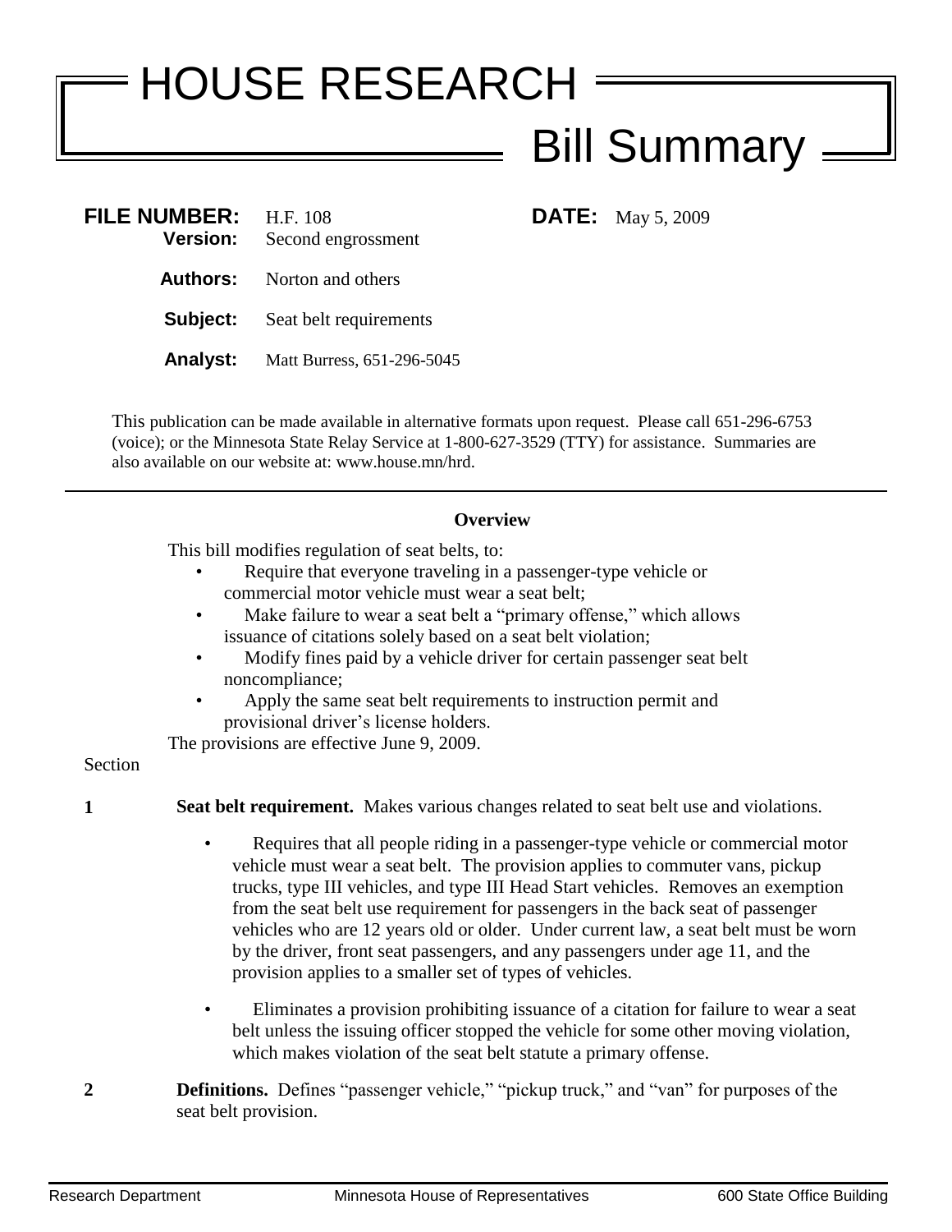# HOUSE RESEARCH

## Bill Summary

**FILE NUMBER:** H.F. 108 **DATE:** May 5, 2009

**Version:** Second engrossment

**Authors:** Norton and others

**Subject:** Seat belt requirements

**Analyst:** Matt Burress, 651-296-5045

This publication can be made available in alternative formats upon request. Please call 651-296-6753 (voice); or the Minnesota State Relay Service at 1-800-627-3529 (TTY) for assistance. Summaries are also available on our website at: www.house.mn/hrd.

---

### Overview

This bill modifies regulation of seat belts, to:

- Require that everyone traveling in a passenger-type vehicle or commercial motor vehicle must wear a seat belt;
- Make failure to wear a seat belt a "primary offense," which allows issuance of citations solely based on a seat belt violation;
- Modify fines paid by a vehicle driver for certain passenger seat belt noncompliance;
- Apply the same seat belt requirements to instruction permit and provisional driver's license holders.

The provisions are effective June 9, 2009.

Section

**1** **Seat belt requirement.** Makes various changes related to seat belt use and violations.

- Requires that all people riding in a passenger-type vehicle or commercial motor vehicle must wear a seat belt. The provision applies to commuter vans, pickup trucks, type III vehicles, and type III Head Start vehicles. Removes an exemption from the seat belt use requirement for passengers in the back seat of passenger vehicles who are 12 years old or older. Under current law, a seat belt must be worn by the driver, front seat passengers, and any passengers under age 11, and the provision applies to a smaller set of types of vehicles.
- Eliminates a provision prohibiting issuance of a citation for failure to wear a seat belt unless the issuing officer stopped the vehicle for some other moving violation, which makes violation of the seat belt statute a primary offense.

**2** **Definitions.** Defines "passenger vehicle," "pickup truck," and "van" for purposes of the seat belt provision.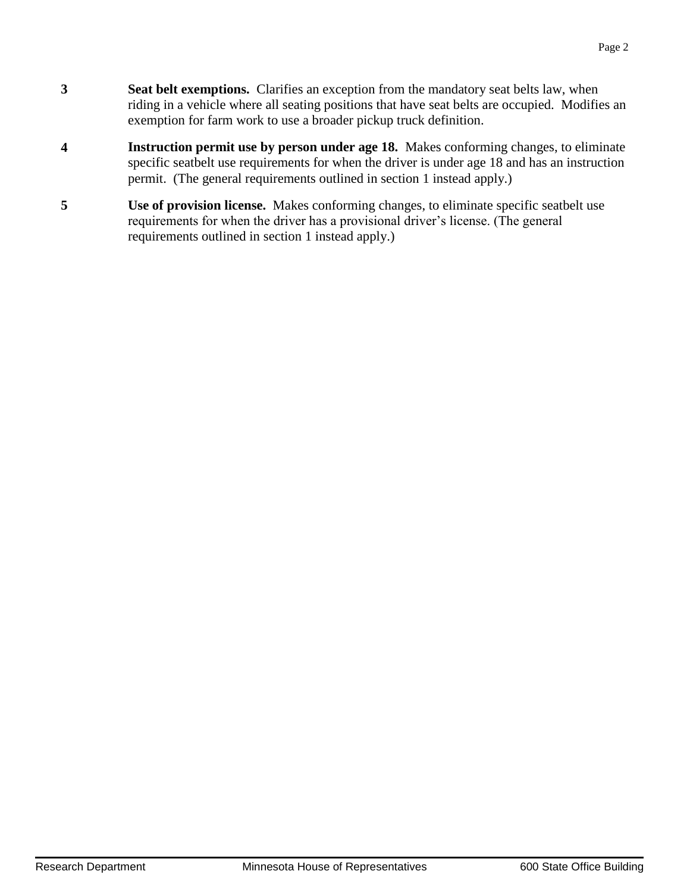**3** **Seat belt exemptions.** Clarifies an exception from the mandatory seat belts law, when riding in a vehicle where all seating positions that have seat belts are occupied. Modifies an exemption for farm work to use a broader pickup truck definition.

**4** **Instruction permit use by person under age 18.** Makes conforming changes, to eliminate specific seatbelt use requirements for when the driver is under age 18 and has an instruction permit. (The general requirements outlined in section 1 instead apply.)

**5** **Use of provision license.** Makes conforming changes, to eliminate specific seatbelt use requirements for when the driver has a provisional driver's license. (The general requirements outlined in section 1 instead apply.)